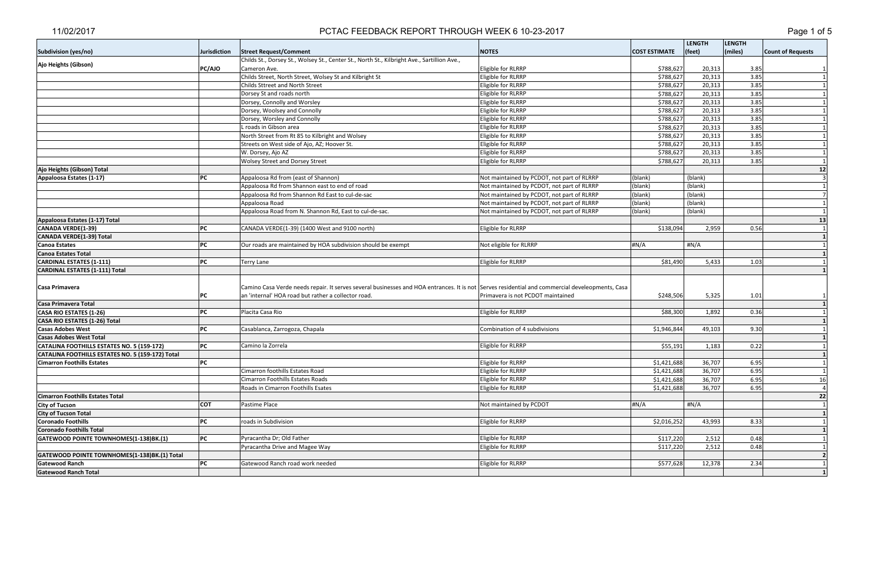# PCTAC FEEDBACK REPORT THROUGH WEEK 6 10-23-2017

11/02/2017

| Subdivision (yes/no) | Jurisdiction | Street Request/Comment | NOTES | COST ESTIMATE | LENGTH (feet) | LENGTH (miles) | Count of Requests |
|---|---|---|---|---|---|---|---|
| Ajo Heights (Gibson) | PC/AJO | Childs St., Dorsey St., Wolsey St., Center St., North St., Kilbright Ave., Sartillion Ave., Cameron Ave. | Eligible for RLRRP | $788,627 | 20,313 | 3.85 | 1 |
| | | Childs Street, North Street, Wolsey St and Kilbright St | Eligible for RLRRP | $788,627 | 20,313 | 3.85 | 1 |
| | | Childs Sttreet and North Street | Eligible for RLRRP | $788,627 | 20,313 | 3.85 | 1 |
| | | Dorsey St and roads north | Eligible for RLRRP | $788,627 | 20,313 | 3.85 | 1 |
| | | Dorsey, Connolly and Worsley | Eligible for RLRRP | $788,627 | 20,313 | 3.85 | 1 |
| | | Dorsey, Woolsey and Connolly | Eligible for RLRRP | $788,627 | 20,313 | 3.85 | 1 |
| | | Dorsey, Worsley and Connolly | Eligible for RLRRP | $788,627 | 20,313 | 3.85 | 1 |
| | | L roads in Gibson area | Eligible for RLRRP | $788,627 | 20,313 | 3.85 | 1 |
| | | North Street from Rt 85 to Kilbright and Wolsey | Eligible for RLRRP | $788,627 | 20,313 | 3.85 | 1 |
| | | Streets on West side of Ajo, AZ; Hoover St. | Eligible for RLRRP | $788,627 | 20,313 | 3.85 | 1 |
| | | W. Dorsey, Ajo AZ | Eligible for RLRRP | $788,627 | 20,313 | 3.85 | 1 |
| | | Wolsey Street and Dorsey Street | Eligible for RLRRP | $788,627 | 20,313 | 3.85 | 1 |
| **Ajo Heights (Gibson) Total** | | | | | | | **12** |
| Appaloosa Estates (1-17) | PC | Appaloosa Rd from (east of Shannon) | Not maintained by PCDOT, not part of RLRRP | (blank) | (blank) | | 3 |
| | | Appaloosa Rd from Shannon east to end of road | Not maintained by PCDOT, not part of RLRRP | (blank) | (blank) | | 1 |
| | | Appaloosa Rd from Shannon Rd East to cul-de-sac | Not maintained by PCDOT, not part of RLRRP | (blank) | (blank) | | 7 |
| | | Appaloosa Road | Not maintained by PCDOT, not part of RLRRP | (blank) | (blank) | | 1 |
| | | Appaloosa Road from N. Shannon Rd, East to cul-de-sac. | Not maintained by PCDOT, not part of RLRRP | (blank) | (blank) | | 1 |
| **Appaloosa Estates (1-17) Total** | | | | | | | **13** |
| CANADA VERDE(1-39) | PC | CANADA VERDE(1-39) (1400 West and 9100 north) | Eligible for RLRRP | $138,094 | 2,959 | 0.56 | 1 |
| **CANADA VERDE(1-39) Total** | | | | | | | **1** |
| Canoa Estates | PC | Our roads are maintained by HOA subdivision should be exempt | Not eligible for RLRRP | #N/A | #N/A | | 1 |
| **Canoa Estates Total** | | | | | | | **1** |
| CARDINAL ESTATES (1-111) | PC | Terry Lane | Eligible for RLRRP | $81,490 | 5,433 | 1.03 | 1 |
| **CARDINAL ESTATES (1-111) Total** | | | | | | | **1** |
| Casa Primavera | PC | Camino Casa Verde needs repair. It serves several businesses and HOA entrances. It is not an 'internal' HOA road but rather a collector road. | Serves residential and commercial develeopments, Casa Primavera is not PCDOT maintained | $248,506 | 5,325 | 1.01 | 1 |
| **Casa Primavera Total** | | | | | | | **1** |
| CASA RIO ESTATES (1-26) | PC | Placita Casa Rio | Eligible for RLRRP | $88,300 | 1,892 | 0.36 | 1 |
| **CASA RIO ESTATES (1-26) Total** | | | | | | | **1** |
| Casas Adobes West | PC | Casablanca, Zarrogoza, Chapala | Combination of 4 subdivisions | $1,946,844 | 49,103 | 9.30 | 1 |
| **Casas Adobes West Total** | | | | | | | **1** |
| CATALINA FOOTHILLS ESTATES NO. 5 (159-172) | PC | Camino la Zorrela | Eligible for RLRRP | $55,191 | 1,183 | 0.22 | 1 |
| **CATALINA FOOTHILLS ESTATES NO. 5 (159-172) Total** | | | | | | | **1** |
| Cimarron Foothills Estates | PC | | Eligible for RLRRP | $1,421,688 | 36,707 | 6.95 | 1 |
| | | Cimarron foothills Estates Road | Eligible for RLRRP | $1,421,688 | 36,707 | 6.95 | 1 |
| | | Cimarron Foothills Estates Roads | Eligible for RLRRP | $1,421,688 | 36,707 | 6.95 | 16 |
| | | Roads in Cimarron Foothills Esates | Eligible for RLRRP | $1,421,688 | 36,707 | 6.95 | 4 |
| **Cimarron Foothills Estates Total** | | | | | | | **22** |
| City of Tucson | COT | Pastime Place | Not maintained by PCDOT | #N/A | #N/A | | 1 |
| **City of Tucson Total** | | | | | | | **1** |
| Coronado Foothills | PC | roads in Subdivision | Eligible for RLRRP | $2,016,252 | 43,993 | 8.33 | 1 |
| **Coronado Foothills Total** | | | | | | | **1** |
| GATEWOOD POINTE TOWNHOMES(1-138)BK.(1) | PC | Pyracantha Dr; Old Father | Eligible for RLRRP | $117,220 | 2,512 | 0.48 | 1 |
| | | Pyracantha Drive and Magee Way | Eligible for RLRRP | $117,220 | 2,512 | 0.48 | 1 |
| **GATEWOOD POINTE TOWNHOMES(1-138)BK.(1) Total** | | | | | | | **2** |
| Gatewood Ranch | PC | Gatewood Ranch road work needed | Eligible for RLRRP | $577,628 | 12,378 | 2.34 | 1 |
| **Gatewood Ranch Total** | | | | | | | **1** |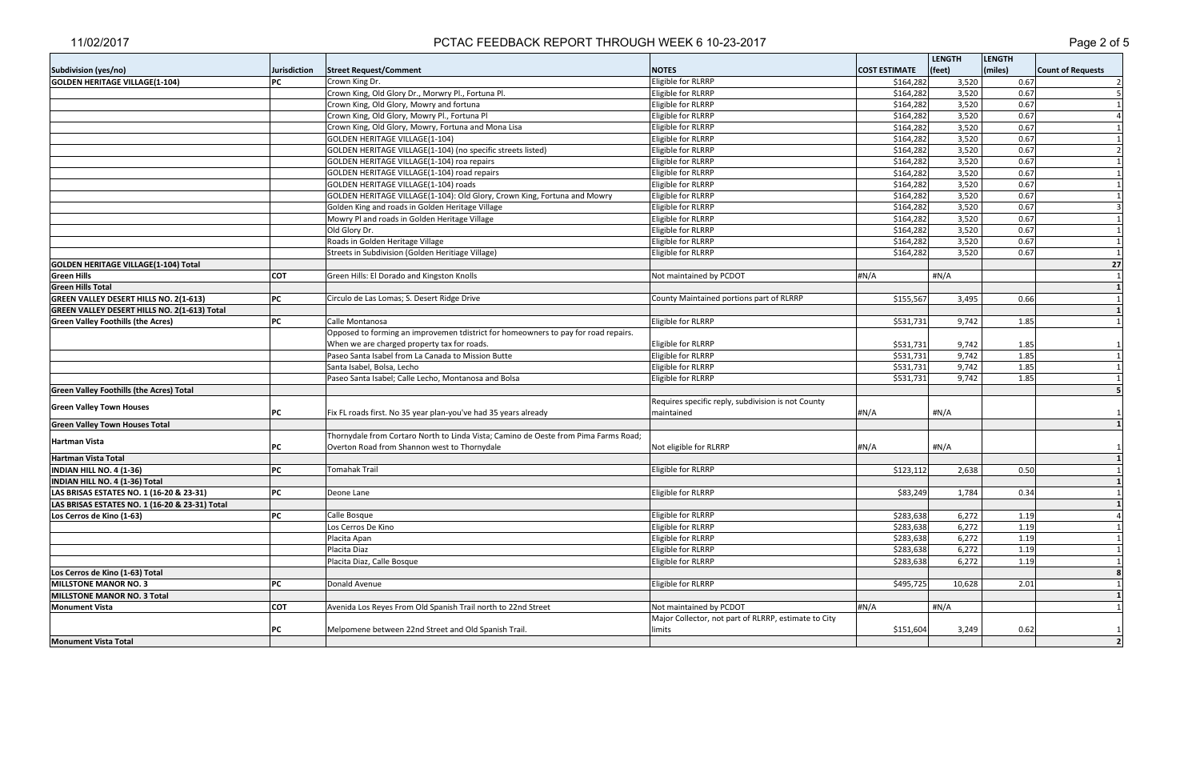| Subdivision (yes/no) | Jurisdiction | Street Request/Comment | NOTES | COST ESTIMATE | LENGTH (feet) | LENGTH (miles) | Count of Requests |
|---|---|---|---|---|---|---|---|
| GOLDEN HERITAGE VILLAGE(1-104) | PC | Crown King Dr. | Eligible for RLRRP | $164,282 | 3,520 | 0.67 | 2 |
| | | Crown King, Old Glory Dr., Morwry Pl., Fortuna Pl. | Eligible for RLRRP | $164,282 | 3,520 | 0.67 | 5 |
| | | Crown King, Old Glory, Mowry and fortuna | Eligible for RLRRP | $164,282 | 3,520 | 0.67 | 1 |
| | | Crown King, Old Glory, Mowry Pl., Fortuna Pl | Eligible for RLRRP | $164,282 | 3,520 | 0.67 | 4 |
| | | Crown King, Old Glory, Mowry, Fortuna and Mona Lisa | Eligible for RLRRP | $164,282 | 3,520 | 0.67 | 1 |
| | | GOLDEN HERITAGE VILLAGE(1-104) | Eligible for RLRRP | $164,282 | 3,520 | 0.67 | 1 |
| | | GOLDEN HERITAGE VILLAGE(1-104) (no specific streets listed) | Eligible for RLRRP | $164,282 | 3,520 | 0.67 | 2 |
| | | GOLDEN HERITAGE VILLAGE(1-104) roa repairs | Eligible for RLRRP | $164,282 | 3,520 | 0.67 | 1 |
| | | GOLDEN HERITAGE VILLAGE(1-104) road repairs | Eligible for RLRRP | $164,282 | 3,520 | 0.67 | 1 |
| | | GOLDEN HERITAGE VILLAGE(1-104) roads | Eligible for RLRRP | $164,282 | 3,520 | 0.67 | 1 |
| | | GOLDEN HERITAGE VILLAGE(1-104): Old Glory, Crown King, Fortuna and Mowry | Eligible for RLRRP | $164,282 | 3,520 | 0.67 | 1 |
| | | Golden King and roads in Golden Heritage Village | Eligible for RLRRP | $164,282 | 3,520 | 0.67 | 3 |
| | | Mowry Pl and roads in Golden Heritage Village | Eligible for RLRRP | $164,282 | 3,520 | 0.67 | 1 |
| | | Old Glory Dr. | Eligible for RLRRP | $164,282 | 3,520 | 0.67 | 1 |
| | | Roads in Golden Heritage Village | Eligible for RLRRP | $164,282 | 3,520 | 0.67 | 1 |
| | | Streets in Subdivision (Golden Heritiage Village) | Eligible for RLRRP | $164,282 | 3,520 | 0.67 | 1 |
| GOLDEN HERITAGE VILLAGE(1-104) Total | | | | | | | 27 |
| Green Hills | COT | Green Hills: El Dorado and Kingston Knolls | Not maintained by PCDOT | #N/A | #N/A | | 1 |
| Green Hills Total | | | | | | | 1 |
| GREEN VALLEY DESERT HILLS NO. 2(1-613) | PC | Circulo de Las Lomas; S. Desert Ridge Drive | County Maintained portions part of RLRRP | $155,567 | 3,495 | 0.66 | 1 |
| GREEN VALLEY DESERT HILLS NO. 2(1-613) Total | | | | | | | 1 |
| Green Valley Foothills (the Acres) | PC | Calle Montanosa | Eligible for RLRRP | $531,731 | 9,742 | 1.85 | 1 |
| | | Opposed to forming an improvemen tdistrict for homeowners to pay for road repairs. When we are charged property tax for roads. | Eligible for RLRRP | $531,731 | 9,742 | 1.85 | 1 |
| | | Paseo Santa Isabel from La Canada to Mission Butte | Eligible for RLRRP | $531,731 | 9,742 | 1.85 | 1 |
| | | Santa Isabel, Bolsa, Lecho | Eligible for RLRRP | $531,731 | 9,742 | 1.85 | 1 |
| | | Paseo Santa Isabel; Calle Lecho, Montanosa and Bolsa | Eligible for RLRRP | $531,731 | 9,742 | 1.85 | 1 |
| Green Valley Foothills (the Acres) Total | | | | | | | 5 |
| Green Valley Town Houses | PC | Fix FL roads first. No 35 year plan-you've had 35 years already | Requires specific reply, subdivision is not County maintained | #N/A | #N/A | | 1 |
| Green Valley Town Houses Total | | | | | | | 1 |
| Hartman Vista | PC | Thornydale from Cortaro North to Linda Vista; Camino de Oeste from Pima Farms Road; Overton Road from Shannon west to Thornydale | Not eligible for RLRRP | #N/A | #N/A | | 1 |
| Hartman Vista Total | | | | | | | 1 |
| INDIAN HILL NO. 4 (1-36) | PC | Tomahak Trail | Eligible for RLRRP | $123,112 | 2,638 | 0.50 | 1 |
| INDIAN HILL NO. 4 (1-36) Total | | | | | | | 1 |
| LAS BRISAS ESTATES NO. 1 (16-20 & 23-31) | PC | Deone Lane | Eligible for RLRRP | $83,249 | 1,784 | 0.34 | 1 |
| LAS BRISAS ESTATES NO. 1 (16-20 & 23-31) Total | | | | | | | 1 |
| Los Cerros de Kino (1-63) | PC | Calle Bosque | Eligible for RLRRP | $283,638 | 6,272 | 1.19 | 4 |
| | | Los Cerros De Kino | Eligible for RLRRP | $283,638 | 6,272 | 1.19 | 1 |
| | | Placita Apan | Eligible for RLRRP | $283,638 | 6,272 | 1.19 | 1 |
| | | Placita Diaz | Eligible for RLRRP | $283,638 | 6,272 | 1.19 | 1 |
| | | Placita Diaz, Calle Bosque | Eligible for RLRRP | $283,638 | 6,272 | 1.19 | 1 |
| Los Cerros de Kino (1-63) Total | | | | | | | 8 |
| MILLSTONE MANOR NO. 3 | PC | Donald Avenue | Eligible for RLRRP | $495,725 | 10,628 | 2.01 | 1 |
| MILLSTONE MANOR NO. 3 Total | | | | | | | 1 |
| Monument Vista | COT | Avenida Los Reyes From Old Spanish Trail north to 22nd Street | Not maintained by PCDOT | #N/A | #N/A | | 1 |
| | PC | Melpomene between 22nd Street and Old Spanish Trail. | Major Collector, not part of RLRRP, estimate to City limits | $151,604 | 3,249 | 0.62 | 1 |
| Monument Vista Total | | | | | | | 2 |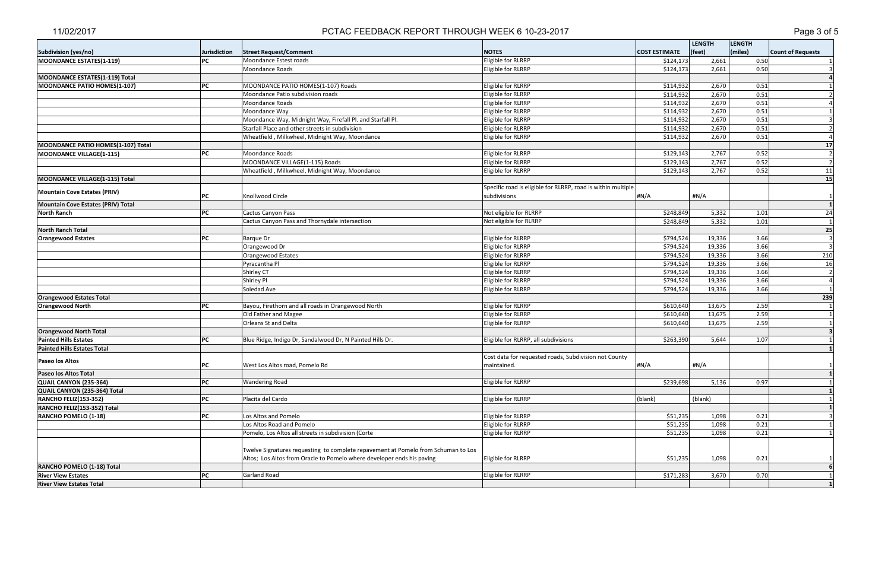| Subdivision (yes/no) | Jurisdiction | Street Request/Comment | NOTES | COST ESTIMATE | LENGTH (feet) | LENGTH (miles) | Count of Requests |
|---|---|---|---|---|---|---|---|
| MOONDANCE ESTATES(1-119) | PC | Moondance Estest roads | Eligible for RLRRP | $124,173 | 2,661 | 0.50 | 1 |
| | | Moondance Roads | Eligible for RLRRP | $124,173 | 2,661 | 0.50 | 3 |
| MOONDANCE ESTATES(1-119) Total | | | | | | | 4 |
| MOONDANCE PATIO HOMES(1-107) | PC | MOONDANCE PATIO HOMES(1-107) Roads | Eligible for RLRRP | $114,932 | 2,670 | 0.51 | 1 |
| | | Moondance Patio subdivision roads | Eligible for RLRRP | $114,932 | 2,670 | 0.51 | 2 |
| | | Moondance Roads | Eligible for RLRRP | $114,932 | 2,670 | 0.51 | 4 |
| | | Moondance Way | Eligible for RLRRP | $114,932 | 2,670 | 0.51 | 1 |
| | | Moondance Way, Midnight Way, Firefall Pl. and Starfall Pl. | Eligible for RLRRP | $114,932 | 2,670 | 0.51 | 3 |
| | | Starfall Place and other streets in subdivision | Eligible for RLRRP | $114,932 | 2,670 | 0.51 | 2 |
| | | Wheatfield , Milkwheel, Midnight Way, Moondance | Eligible for RLRRP | $114,932 | 2,670 | 0.51 | 4 |
| MOONDANCE PATIO HOMES(1-107) Total | | | | | | | 17 |
| MOONDANCE VILLAGE(1-115) | PC | Moondance Roads | Eligible for RLRRP | $129,143 | 2,767 | 0.52 | 2 |
| | | MOONDANCE VILLAGE(1-115) Roads | Eligible for RLRRP | $129,143 | 2,767 | 0.52 | 2 |
| | | Wheatfield , Milkwheel, Midnight Way, Moondance | Eligible for RLRRP | $129,143 | 2,767 | 0.52 | 11 |
| MOONDANCE VILLAGE(1-115) Total | | | | | | | 15 |
| Mountain Cove Estates (PRIV) | PC | Knollwood Circle | Specific road is eligible for RLRRP, road is within multiple subdivisions | #N/A | #N/A | | 1 |
| Mountain Cove Estates (PRIV) Total | | | | | | | 1 |
| North Ranch | PC | Cactus Canyon Pass | Not eligible for RLRRP | $248,849 | 5,332 | 1.01 | 24 |
| | | Cactus Canyon Pass and Thornydale intersection | Not eligible for RLRRP | $248,849 | 5,332 | 1.01 | 1 |
| North Ranch Total | | | | | | | 25 |
| Orangewood Estates | PC | Barque Dr | Eligible for RLRRP | $794,524 | 19,336 | 3.66 | 3 |
| | | Orangewood Dr | Eligible for RLRRP | $794,524 | 19,336 | 3.66 | 3 |
| | | Orangewood Estates | Eligible for RLRRP | $794,524 | 19,336 | 3.66 | 210 |
| | | Pyracantha Pl | Eligible for RLRRP | $794,524 | 19,336 | 3.66 | 16 |
| | | Shirley CT | Eligible for RLRRP | $794,524 | 19,336 | 3.66 | 2 |
| | | Shirley Pl | Eligible for RLRRP | $794,524 | 19,336 | 3.66 | 4 |
| | | Soledad Ave | Eligible for RLRRP | $794,524 | 19,336 | 3.66 | 1 |
| Orangewood Estates Total | | | | | | | 239 |
| Orangewood North | PC | Bayou, Firethorn and all roads in Orangewood North | Eligible for RLRRP | $610,640 | 13,675 | 2.59 | 1 |
| | | Old Father and Magee | Eligible for RLRRP | $610,640 | 13,675 | 2.59 | 1 |
| | | Orleans St and Delta | Eligible for RLRRP | $610,640 | 13,675 | 2.59 | 1 |
| Orangewood North Total | | | | | | | 3 |
| Painted Hills Estates | PC | Blue Ridge, Indigo Dr, Sandalwood Dr, N Painted Hills Dr. | Eligible for RLRRP, all subdivisions | $263,390 | 5,644 | 1.07 | 1 |
| Painted Hills Estates Total | | | | | | | 1 |
| Paseo los Altos | PC | West Los Altos road, Pomelo Rd | Cost data for requested roads, Subdivision not County maintained. | #N/A | #N/A | | 1 |
| Paseo los Altos Total | | | | | | | 1 |
| QUAIL CANYON (235-364) | PC | Wandering Road | Eligible for RLRRP | $239,698 | 5,136 | 0.97 | 1 |
| QUAIL CANYON (235-364) Total | | | | | | | 1 |
| RANCHO FELIZ(153-352) | PC | Placita del Cardo | Eligible for RLRRP | (blank) | (blank) | | 1 |
| RANCHO FELIZ(153-352) Total | | | | | | | 1 |
| RANCHO POMELO (1-18) | PC | Los Altos and Pomelo | Eligible for RLRRP | $51,235 | 1,098 | 0.21 | 3 |
| | | Los Altos Road and Pomelo | Eligible for RLRRP | $51,235 | 1,098 | 0.21 | 1 |
| | | Pomelo, Los Altos all streets in subdivision (Corte | Eligible for RLRRP | $51,235 | 1,098 | 0.21 | 1 |
| | | Twelve Signatures requesting to complete repavement at Pomelo from Schuman to Los Altos; Los Altos from Oracle to Pomelo where developer ends his paving | Eligible for RLRRP | $51,235 | 1,098 | 0.21 | 1 |
| RANCHO POMELO (1-18) Total | | | | | | | 6 |
| River View Estates | PC | Garland Road | Eligible for RLRRP | $171,283 | 3,670 | 0.70 | 1 |
| River View Estates Total | | | | | | | 1 |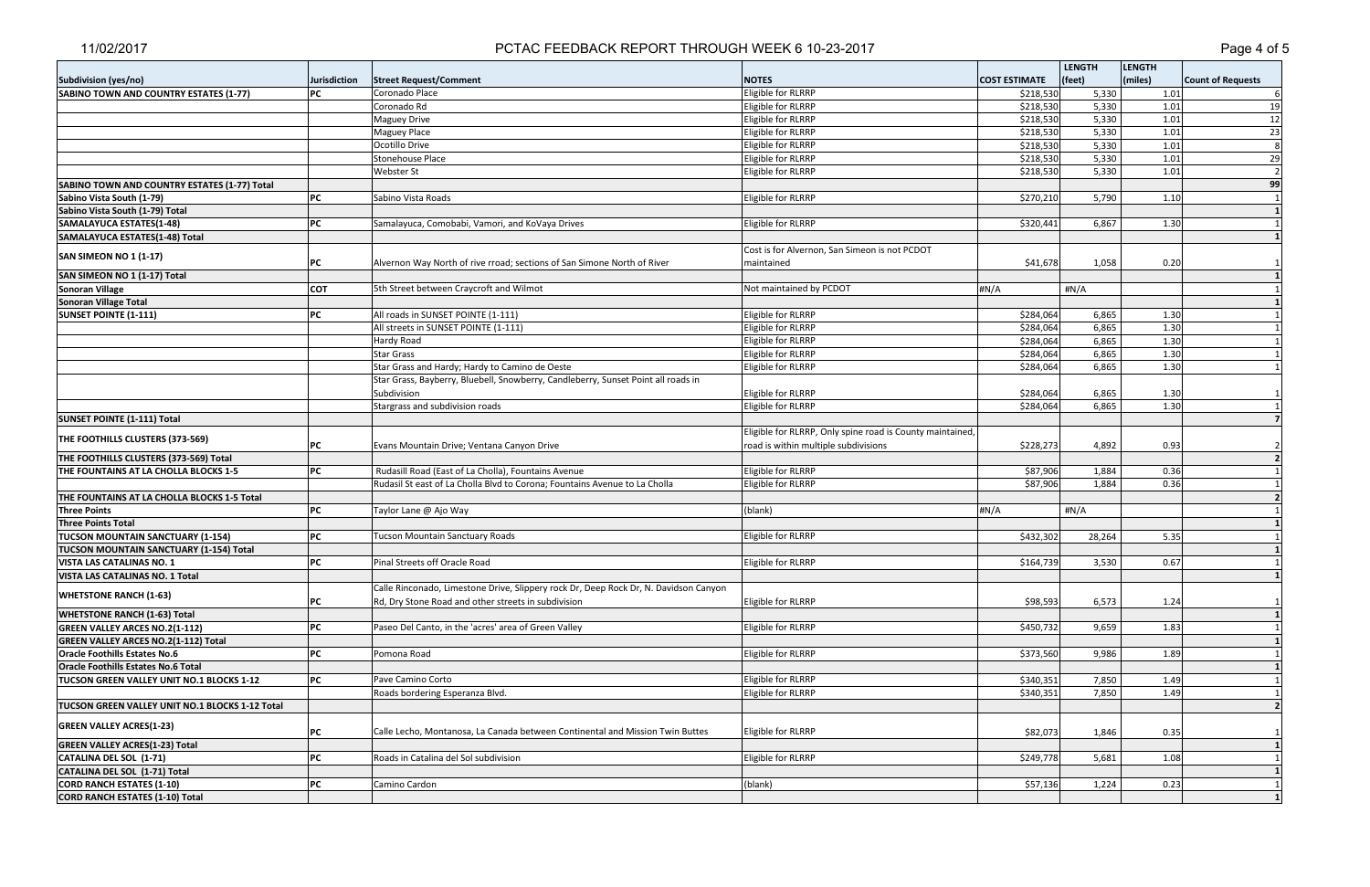| Subdivision (yes/no) | Jurisdiction | Street Request/Comment | NOTES | COST ESTIMATE | LENGTH (feet) | LENGTH (miles) | Count of Requests |
|---|---|---|---|---|---|---|---|
| **SABINO TOWN AND COUNTRY ESTATES (1-77)** | PC | Coronado Place | Eligible for RLRRP | $218,530 | 5,330 | 1.01 | 6 |
| | | Coronado Rd | Eligible for RLRRP | $218,530 | 5,330 | 1.01 | 19 |
| | | Maguey Drive | Eligible for RLRRP | $218,530 | 5,330 | 1.01 | 12 |
| | | Maguey Place | Eligible for RLRRP | $218,530 | 5,330 | 1.01 | 23 |
| | | Ocotillo Drive | Eligible for RLRRP | $218,530 | 5,330 | 1.01 | 8 |
| | | Stonehouse Place | Eligible for RLRRP | $218,530 | 5,330 | 1.01 | 29 |
| | | Webster St | Eligible for RLRRP | $218,530 | 5,330 | 1.01 | 2 |
| **SABINO TOWN AND COUNTRY ESTATES (1-77) Total** | | | | | | | **99** |
| **Sabino Vista South (1-79)** | PC | Sabino Vista Roads | Eligible for RLRRP | $270,210 | 5,790 | 1.10 | 1 |
| **Sabino Vista South (1-79) Total** | | | | | | | **1** |
| **SAMALAYUCA ESTATES(1-48)** | PC | Samalayuca, Comobabi, Vamori, and KoVaya Drives | Eligible for RLRRP | $320,441 | 6,867 | 1.30 | 1 |
| **SAMALAYUCA ESTATES(1-48) Total** | | | | | | | **1** |
| **SAN SIMEON NO 1 (1-17)** | PC | Alvernon Way North of rive rroad; sections of San Simone North of River | Cost is for Alvernon, San Simeon is not PCDOT maintained | $41,678 | 1,058 | 0.20 | 1 |
| **SAN SIMEON NO 1 (1-17) Total** | | | | | | | **1** |
| **Sonoran Village** | COT | 5th Street between Craycroft and Wilmot | Not maintained by PCDOT | #N/A | #N/A | | 1 |
| **Sonoran Village Total** | | | | | | | **1** |
| **SUNSET POINTE (1-111)** | PC | All roads in SUNSET POINTE (1-111) | Eligible for RLRRP | $284,064 | 6,865 | 1.30 | 1 |
| | | All streets in SUNSET POINTE (1-111) | Eligible for RLRRP | $284,064 | 6,865 | 1.30 | 1 |
| | | Hardy Road | Eligible for RLRRP | $284,064 | 6,865 | 1.30 | 1 |
| | | Star Grass | Eligible for RLRRP | $284,064 | 6,865 | 1.30 | 1 |
| | | Star Grass and Hardy; Hardy to Camino de Oeste | Eligible for RLRRP | $284,064 | 6,865 | 1.30 | 1 |
| | | Star Grass, Bayberry, Bluebell, Snowberry, Candleberry, Sunset Point all roads in Subdivision | Eligible for RLRRP | $284,064 | 6,865 | 1.30 | 1 |
| | | Stargrass and subdivision roads | Eligible for RLRRP | $284,064 | 6,865 | 1.30 | 1 |
| **SUNSET POINTE (1-111) Total** | | | | | | | **7** |
| **THE FOOTHILLS CLUSTERS (373-569)** | PC | Evans Mountain Drive; Ventana Canyon Drive | Eligible for RLRRP, Only spine road is County maintained, road is within multiple subdivisions | $228,273 | 4,892 | 0.93 | 2 |
| **THE FOOTHILLS CLUSTERS (373-569) Total** | | | | | | | **2** |
| **THE FOUNTAINS AT LA CHOLLA BLOCKS 1-5** | PC | Rudasill Road (East of La Cholla), Fountains Avenue | Eligible for RLRRP | $87,906 | 1,884 | 0.36 | 1 |
| | | Rudasill St east of La Cholla Blvd to Corona; Fountains Avenue to La Cholla | Eligible for RLRRP | $87,906 | 1,884 | 0.36 | 1 |
| **THE FOUNTAINS AT LA CHOLLA BLOCKS 1-5 Total** | | | | | | | **2** |
| **Three Points** | PC | Taylor Lane @ Ajo Way | (blank) | #N/A | #N/A | | 1 |
| **Three Points Total** | | | | | | | **1** |
| **TUCSON MOUNTAIN SANCTUARY (1-154)** | PC | Tucson Mountain Sanctuary Roads | Eligible for RLRRP | $432,302 | 28,264 | 5.35 | 1 |
| **TUCSON MOUNTAIN SANCTUARY (1-154) Total** | | | | | | | **1** |
| **VISTA LAS CATALINAS NO. 1** | PC | Pinal Streets off Oracle Road | Eligible for RLRRP | $164,739 | 3,530 | 0.67 | 1 |
| **VISTA LAS CATALINAS NO. 1 Total** | | | | | | | **1** |
| **WHETSTONE RANCH (1-63)** | PC | Calle Rinconado, Limestone Drive, Slippery rock Dr, Deep Rock Dr, N. Davidson Canyon Rd, Dry Stone Road and other streets in subdivision | Eligible for RLRRP | $98,593 | 6,573 | 1.24 | 1 |
| **WHETSTONE RANCH (1-63) Total** | | | | | | | **1** |
| **GREEN VALLEY ARCES NO.2(1-112)** | PC | Paseo Del Canto, in the 'acres' area of Green Valley | Eligible for RLRRP | $450,732 | 9,659 | 1.83 | 1 |
| **GREEN VALLEY ARCES NO.2(1-112) Total** | | | | | | | **1** |
| **Oracle Foothills Estates No.6** | PC | Pomona Road | Eligible for RLRRP | $373,560 | 9,986 | 1.89 | 1 |
| **Oracle Foothills Estates No.6 Total** | | | | | | | **1** |
| **TUCSON GREEN VALLEY UNIT NO.1 BLOCKS 1-12** | PC | Pave Camino Corto | Eligible for RLRRP | $340,351 | 7,850 | 1.49 | 1 |
| | | Roads bordering Esperanza Blvd. | Eligible for RLRRP | $340,351 | 7,850 | 1.49 | 1 |
| **TUCSON GREEN VALLEY UNIT NO.1 BLOCKS 1-12 Total** | | | | | | | **2** |
| **GREEN VALLEY ACRES(1-23)** | PC | Calle Lecho, Montanosa, La Canada between Continental and Mission Twin Buttes | Eligible for RLRRP | $82,073 | 1,846 | 0.35 | 1 |
| **GREEN VALLEY ACRES(1-23) Total** | | | | | | | **1** |
| **CATALINA DEL SOL (1-71)** | PC | Roads in Catalina del Sol subdivision | Eligible for RLRRP | $249,778 | 5,681 | 1.08 | 1 |
| **CATALINA DEL SOL (1-71) Total** | | | | | | | **1** |
| **CORD RANCH ESTATES (1-10)** | PC | Camino Cardon | (blank) | $57,136 | 1,224 | 0.23 | 1 |
| **CORD RANCH ESTATES (1-10) Total** | | | | | | | **1** |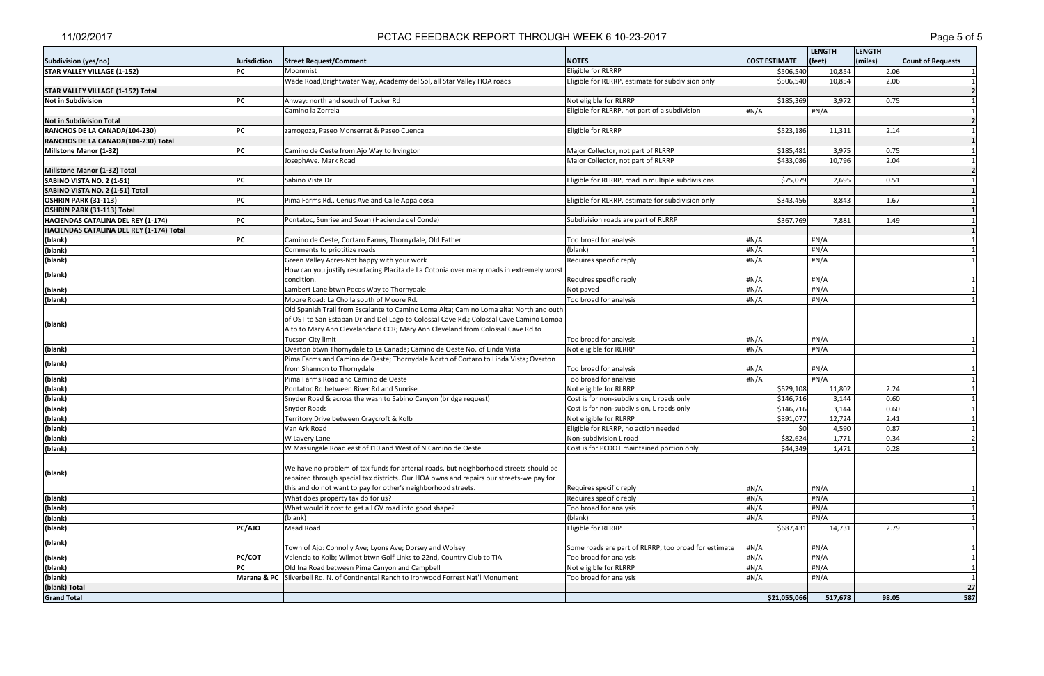| Subdivision (yes/no) | Jurisdiction | Street Request/Comment | NOTES | COST ESTIMATE | LENGTH (feet) | LENGTH (miles) | Count of Requests |
|---|---|---|---|---|---|---|---|
| **STAR VALLEY VILLAGE (1-152)** | PC | Moonmist | Eligible for RLRRP | $506,540 | 10,854 | 2.06 | 1 |
| | | Wade Road,Brightwater Way, Academy del Sol, all Star Valley HOA roads | Eligible for RLRRP, estimate for subdivision only | $506,540 | 10,854 | 2.06 | 1 |
| **STAR VALLEY VILLAGE (1-152) Total** | | | | | | | **2** |
| **Not in Subdivision** | PC | Anway: north and south of Tucker Rd | Not eligible for RLRRP | $185,369 | 3,972 | 0.75 | 1 |
| | | Camino la Zorrela | Eligible for RLRRP, not part of a subdivision | #N/A | #N/A | | 1 |
| **Not in Subdivision Total** | | | | | | | **2** |
| **RANCHOS DE LA CANADA(104-230)** | PC | zarrogoza, Paseo Monserrat & Paseo Cuenca | Eligible for RLRRP | $523,186 | 11,311 | 2.14 | 1 |
| **RANCHOS DE LA CANADA(104-230) Total** | | | | | | | **1** |
| **Millstone Manor (1-32)** | PC | Camino de Oeste from Ajo Way to Irvington | Major Collector, not part of RLRRP | $185,481 | 3,975 | 0.75 | 1 |
| | | JosephAve. Mark Road | Major Collector, not part of RLRRP | $433,086 | 10,796 | 2.04 | 1 |
| **Millstone Manor (1-32) Total** | | | | | | | **2** |
| **SABINO VISTA NO. 2 (1-51)** | PC | Sabino Vista Dr | Eligible for RLRRP, road in multiple subdivisions | $75,079 | 2,695 | 0.51 | 1 |
| **SABINO VISTA NO. 2 (1-51) Total** | | | | | | | **1** |
| **OSHRIN PARK (31-113)** | PC | Pima Farms Rd., Cerius Ave and Calle Appaloosa | Eligible for RLRRP, estimate for subdivision only | $343,456 | 8,843 | 1.67 | 1 |
| **OSHRIN PARK (31-113) Total** | | | | | | | **1** |
| **HACIENDAS CATALINA DEL REY (1-174)** | PC | Pontatoc, Sunrise and Swan (Hacienda del Conde) | Subdivision roads are part of RLRRP | $367,769 | 7,881 | 1.49 | 1 |
| **HACIENDAS CATALINA DEL REY (1-174) Total** | | | | | | | **1** |
| **(blank)** | PC | Camino de Oeste, Cortaro Farms, Thornydale, Old Father | Too broad for analysis | #N/A | #N/A | | 1 |
| **(blank)** | | Comments to priotitize roads | (blank) | #N/A | #N/A | | 1 |
| **(blank)** | | Green Valley Acres-Not happy with your work | Requires specific reply | #N/A | #N/A | | 1 |
| **(blank)** | | How can you justify resurfacing Placita de La Cotonia over many roads in extremely worst condition. | Requires specific reply | #N/A | #N/A | | 1 |
| **(blank)** | | Lambert Lane btwn Pecos Way to Thornydale | Not paved | #N/A | #N/A | | 1 |
| **(blank)** | | Moore Road: La Cholla south of Moore Rd. | Too broad for analysis | #N/A | #N/A | | 1 |
| **(blank)** | | Old Spanish Trail from Escalante to Camino Loma Alta; Camino Loma alta: North and outh of OST to San Estaban Dr and Del Lago to Colossal Cave Rd.; Colossal Cave Camino Lomoa Alto to Mary Ann Clevelandand CCR; Mary Ann Cleveland from Colossal Cave Rd to Tucson City limit | Too broad for analysis | #N/A | #N/A | | 1 |
| **(blank)** | | Overton btwn Thornydale to La Canada; Camino de Oeste No. of Linda Vista | Not eligible for RLRRP | #N/A | #N/A | | 1 |
| **(blank)** | | Pima Farms and Camino de Oeste; Thornydale North of Cortaro to Linda Vista; Overton from Shannon to Thornydale | Too broad for analysis | #N/A | #N/A | | 1 |
| **(blank)** | | Pima Farms Road and Camino de Oeste | Too broad for analysis | #N/A | #N/A | | 1 |
| **(blank)** | | Pontatoc Rd between River Rd and Sunrise | Not eligible for RLRRP | $529,108 | 11,802 | 2.24 | 1 |
| **(blank)** | | Snyder Road & across the wash to Sabino Canyon (bridge request) | Cost is for non-subdivision, L roads only | $146,716 | 3,144 | 0.60 | 1 |
| **(blank)** | | Snyder Roads | Cost is for non-subdivision, L roads only | $146,716 | 3,144 | 0.60 | 1 |
| **(blank)** | | Territory Drive between Craycroft & Kolb | Not eligible for RLRRP | $391,077 | 12,724 | 2.41 | 1 |
| **(blank)** | | Van Ark Road | Eligible for RLRRP, no action needed | $0 | 4,590 | 0.87 | 1 |
| **(blank)** | | W Lavery Lane | Non-subdivision L road | $82,624 | 1,771 | 0.34 | 2 |
| **(blank)** | | W Massingale Road east of I10 and West of N Camino de Oeste | Cost is for PCDOT maintained portion only | $44,349 | 1,471 | 0.28 | 1 |
| **(blank)** | | We have no problem of tax funds for arterial roads, but neighborhood streets should be repaired through special tax districts. Our HOA owns and repairs our streets-we pay for this and do not want to pay for other's neighborhood streets. | Requires specific reply | #N/A | #N/A | | 1 |
| **(blank)** | | What does property tax do for us? | Requires specific reply | #N/A | #N/A | | 1 |
| **(blank)** | | What would it cost to get all GV road into good shape? | Too broad for analysis | #N/A | #N/A | | 1 |
| **(blank)** | | (blank) | (blank) | #N/A | #N/A | | 1 |
| **(blank)** | PC/AJO | Mead Road | Eligible for RLRRP | $687,431 | 14,731 | 2.79 | 1 |
| **(blank)** | | Town of Ajo: Connolly Ave; Lyons Ave; Dorsey and Wolsey | Some roads are part of RLRRP, too broad for estimate | #N/A | #N/A | | 1 |
| **(blank)** | PC/COT | Valencia to Kolb; Wilmot btwn Golf Links to 22nd, Country Club to TIA | Too broad for analysis | #N/A | #N/A | | 1 |
| **(blank)** | PC | Old Ina Road between Pima Canyon and Campbell | Not eligible for RLRRP | #N/A | #N/A | | 1 |
| **(blank)** | Marana & PC | Silverbell Rd. N. of Continental Ranch to Ironwood Forrest Nat'l Monument | Too broad for analysis | #N/A | #N/A | | 1 |
| **(blank) Total** | | | | | | | **27** |
| **Grand Total** | | | | **$21,055,066** | **517,678** | **98.05** | **587** |